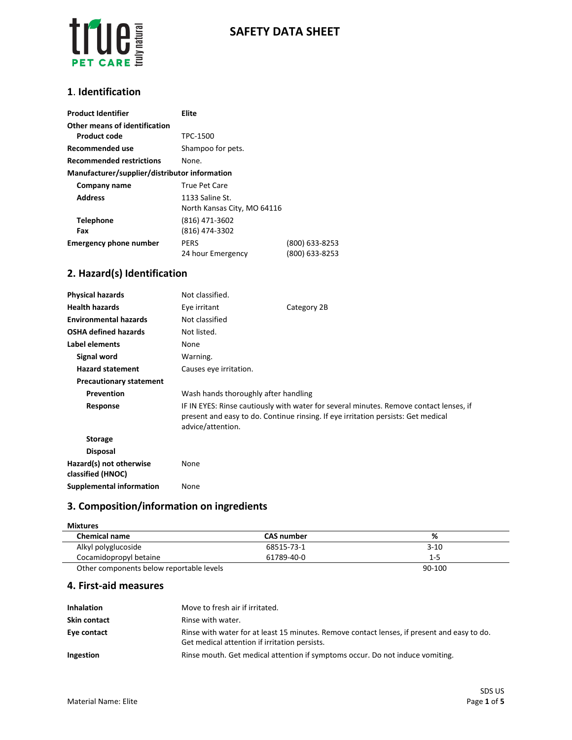# SAFETY DATA SHEET

## 1. Identification

| | | |
|---|---|---|
| **Product Identifier** | **Elite** | |
| **Other means of identification** | | |
| **Product code** | TPC-1500 | |
| **Recommended use** | Shampoo for pets. | |
| **Recommended restrictions** | None. | |
| **Manufacturer/supplier/distributor information** | | |
| **Company name** | True Pet Care | |
| **Address** | 1133 Saline St.<br>North Kansas City, MO 64116 | |
| **Telephone** | (816) 471-3602 | |
| **Fax** | (816) 474-3302 | |
| **Emergency phone number** | PERS | (800) 633-8253 |
| | 24 hour Emergency | (800) 633-8253 |

## 2. Hazard(s) Identification

| | | |
|---|---|---|
| **Physical hazards** | Not classified. | |
| **Health hazards** | Eye irritant | Category 2B |
| **Environmental hazards** | Not classified | |
| **OSHA defined hazards** | Not listed. | |
| **Label elements** | None | |
| **Signal word** | Warning. | |
| **Hazard statement** | Causes eye irritation. | |
| **Precautionary statement** | | |
| **Prevention** | Wash hands thoroughly after handling | |
| **Response** | IF IN EYES: Rinse cautiously with water for several minutes. Remove contact lenses, if present and easy to do. Continue rinsing. If eye irritation persists: Get medical advice/attention. | |
| **Storage** | | |
| **Disposal** | | |
| **Hazard(s) not otherwise classified (HNOC)** | None | |
| **Supplemental information** | None | |

## 3. Composition/information on ingredients

**Mixtures**

| Chemical name | CAS number | % |
|---|---|---|
| Alkyl polyglucoside | 68515-73-1 | 3-10 |
| Cocamidopropyl betaine | 61789-40-0 | 1-5 |
| Other components below reportable levels | | 90-100 |

## 4. First-aid measures

| | |
|---|---|
| **Inhalation** | Move to fresh air if irritated. |
| **Skin contact** | Rinse with water. |
| **Eye contact** | Rinse with water for at least 15 minutes. Remove contact lenses, if present and easy to do. Get medical attention if irritation persists. |
| **Ingestion** | Rinse mouth. Get medical attention if symptoms occur. Do not induce vomiting. |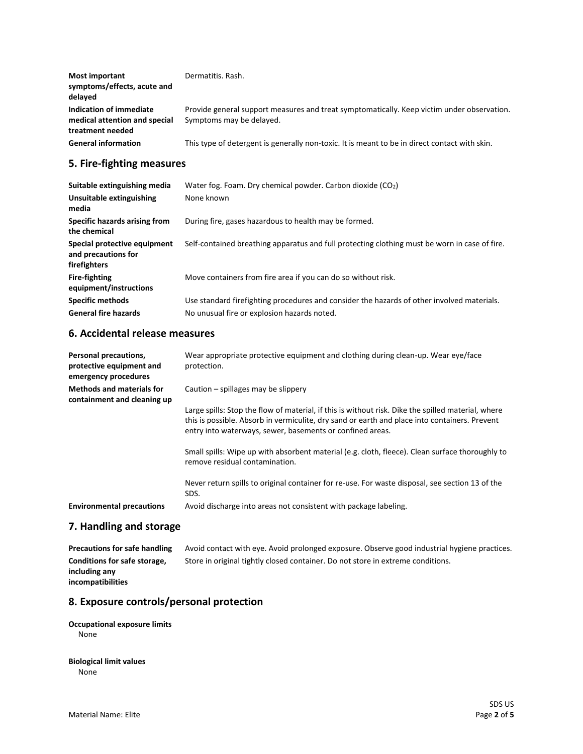| | |
|---|---|
| **Most important symptoms/effects, acute and delayed** | Dermatitis. Rash. |
| **Indication of immediate medical attention and special treatment needed** | Provide general support measures and treat symptomatically. Keep victim under observation. Symptoms may be delayed. |
| **General information** | This type of detergent is generally non-toxic. It is meant to be in direct contact with skin. |

## 5. Fire-fighting measures

| | |
|---|---|
| **Suitable extinguishing media** | Water fog. Foam. Dry chemical powder. Carbon dioxide ($CO_2$) |
| **Unsuitable extinguishing media** | None known |
| **Specific hazards arising from the chemical** | During fire, gases hazardous to health may be formed. |
| **Special protective equipment and precautions for firefighters** | Self-contained breathing apparatus and full protecting clothing must be worn in case of fire. |
| **Fire-fighting equipment/instructions** | Move containers from fire area if you can do so without risk. |
| **Specific methods** | Use standard firefighting procedures and consider the hazards of other involved materials. |
| **General fire hazards** | No unusual fire or explosion hazards noted. |

## 6. Accidental release measures

**Personal precautions, protective equipment and emergency procedures**
Wear appropriate protective equipment and clothing during clean-up. Wear eye/face protection.

**Methods and materials for containment and cleaning up**
Caution – spillages may be slippery

Large spills: Stop the flow of material, if this is without risk. Dike the spilled material, where this is possible. Absorb in vermiculite, dry sand or earth and place into containers. Prevent entry into waterways, sewer, basements or confined areas.

Small spills: Wipe up with absorbent material (e.g. cloth, fleece). Clean surface thoroughly to remove residual contamination.

Never return spills to original container for re-use. For waste disposal, see section 13 of the SDS.

**Environmental precautions**
Avoid discharge into areas not consistent with package labeling.

## 7. Handling and storage

| | |
|---|---|
| **Precautions for safe handling** | Avoid contact with eye. Avoid prolonged exposure. Observe good industrial hygiene practices. |
| **Conditions for safe storage, including any incompatibilities** | Store in original tightly closed container. Do not store in extreme conditions. |

## 8. Exposure controls/personal protection

**Occupational exposure limits**
None

**Biological limit values**
None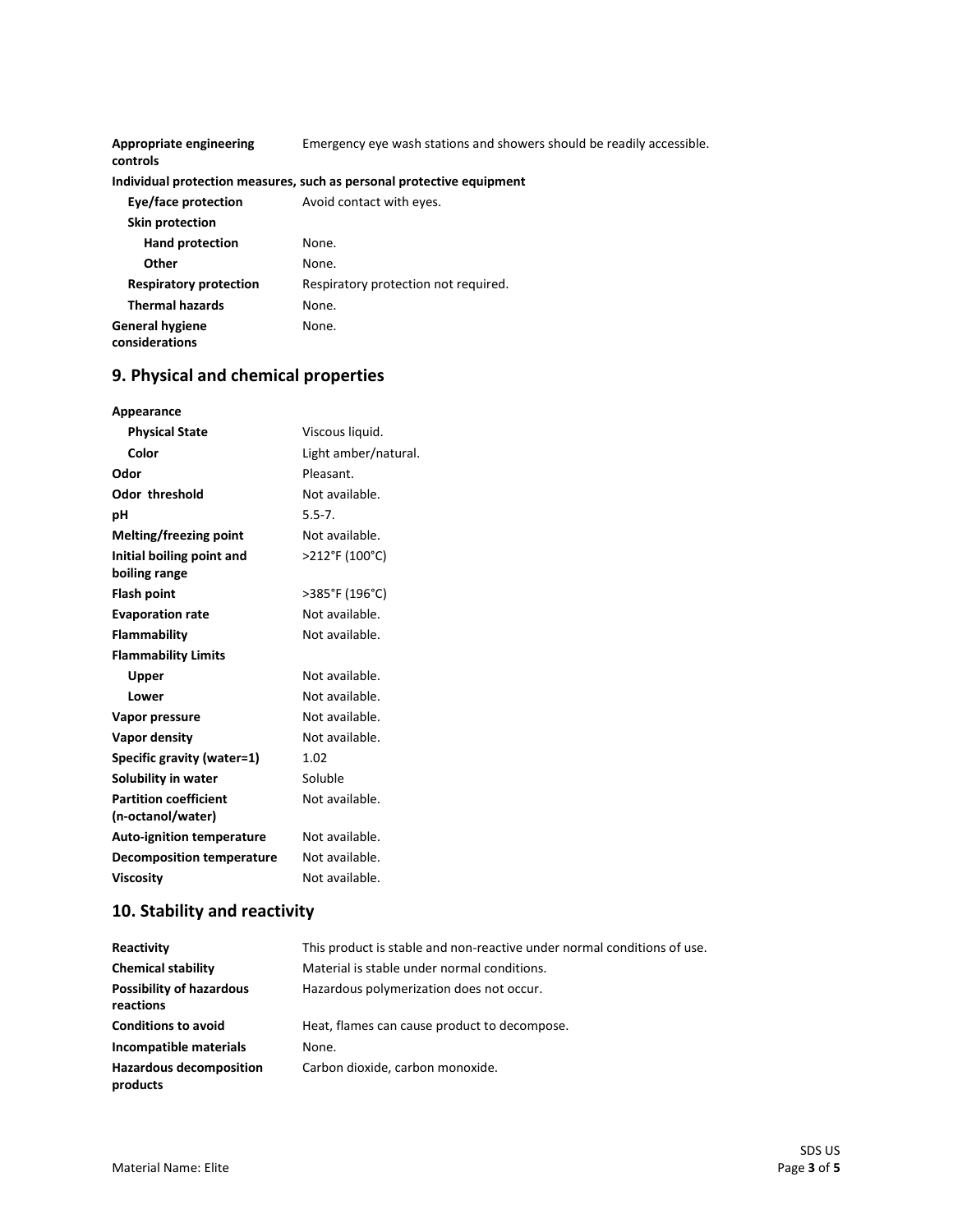| | |
|---|---|
| **Appropriate engineering controls** | Emergency eye wash stations and showers should be readily accessible. |

**Individual protection measures, such as personal protective equipment**

| | |
|---|---|
| **Eye/face protection** | Avoid contact with eyes. |
| **Skin protection** | |
| **Hand protection** | None. |
| **Other** | None. |
| **Respiratory protection** | Respiratory protection not required. |
| **Thermal hazards** | None. |
| **General hygiene considerations** | None. |

## 9. Physical and chemical properties

| | |
|---|---|
| **Appearance** | |
| **Physical State** | Viscous liquid. |
| **Color** | Light amber/natural. |
| **Odor** | Pleasant. |
| **Odor threshold** | Not available. |
| **pH** | 5.5-7. |
| **Melting/freezing point** | Not available. |
| **Initial boiling point and boiling range** | >212°F (100°C) |
| **Flash point** | >385°F (196°C) |
| **Evaporation rate** | Not available. |
| **Flammability** | Not available. |
| **Flammability Limits** | |
| **Upper** | Not available. |
| **Lower** | Not available. |
| **Vapor pressure** | Not available. |
| **Vapor density** | Not available. |
| **Specific gravity (water=1)** | 1.02 |
| **Solubility in water** | Soluble |
| **Partition coefficient (n-octanol/water)** | Not available. |
| **Auto-ignition temperature** | Not available. |
| **Decomposition temperature** | Not available. |
| **Viscosity** | Not available. |

## 10. Stability and reactivity

| | |
|---|---|
| **Reactivity** | This product is stable and non-reactive under normal conditions of use. |
| **Chemical stability** | Material is stable under normal conditions. |
| **Possibility of hazardous reactions** | Hazardous polymerization does not occur. |
| **Conditions to avoid** | Heat, flames can cause product to decompose. |
| **Incompatible materials** | None. |
| **Hazardous decomposition products** | Carbon dioxide, carbon monoxide. |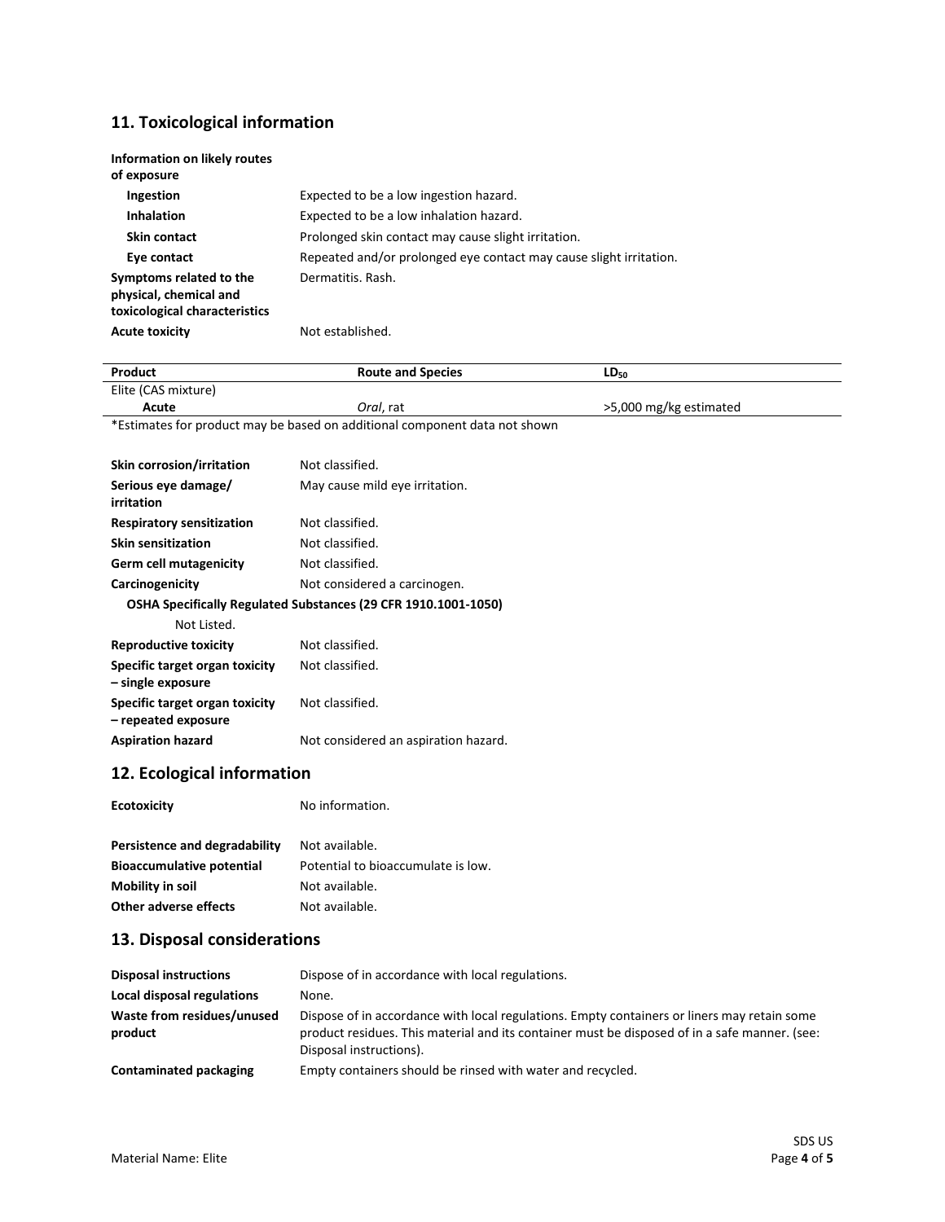## 11. Toxicological information

**Information on likely routes of exposure**

| | |
|---|---|
| **Ingestion** | Expected to be a low ingestion hazard. |
| **Inhalation** | Expected to be a low inhalation hazard. |
| **Skin contact** | Prolonged skin contact may cause slight irritation. |
| **Eye contact** | Repeated and/or prolonged eye contact may cause slight irritation. |
| **Symptoms related to the physical, chemical and toxicological characteristics** | Dermatitis. Rash. |
| **Acute toxicity** | Not established. |

| Product | Route and Species | $LD_{50}$ |
|---|---|---|
| Elite (CAS mixture) | | |
| **Acute** | *Oral*, rat | >5,000 mg/kg estimated |

*Estimates for product may be based on additional component data not shown

| | |
|---|---|
| **Skin corrosion/irritation** | Not classified. |
| **Serious eye damage/ irritation** | May cause mild eye irritation. |
| **Respiratory sensitization** | Not classified. |
| **Skin sensitization** | Not classified. |
| **Germ cell mutagenicity** | Not classified. |
| **Carcinogenicity** | Not considered a carcinogen. |

**OSHA Specifically Regulated Substances (29 CFR 1910.1001-1050)**

Not Listed.

| | |
|---|---|
| **Reproductive toxicity** | Not classified. |
| **Specific target organ toxicity – single exposure** | Not classified. |
| **Specific target organ toxicity – repeated exposure** | Not classified. |
| **Aspiration hazard** | Not considered an aspiration hazard. |

## 12. Ecological information

| | |
|---|---|
| **Ecotoxicity** | No information. |
| **Persistence and degradability** | Not available. |
| **Bioaccumulative potential** | Potential to bioaccumulate is low. |
| **Mobility in soil** | Not available. |
| **Other adverse effects** | Not available. |

## 13. Disposal considerations

| | |
|---|---|
| **Disposal instructions** | Dispose of in accordance with local regulations. |
| **Local disposal regulations** | None. |
| **Waste from residues/unused product** | Dispose of in accordance with local regulations. Empty containers or liners may retain some product residues. This material and its container must be disposed of in a safe manner. (see: Disposal instructions). |
| **Contaminated packaging** | Empty containers should be rinsed with water and recycled. |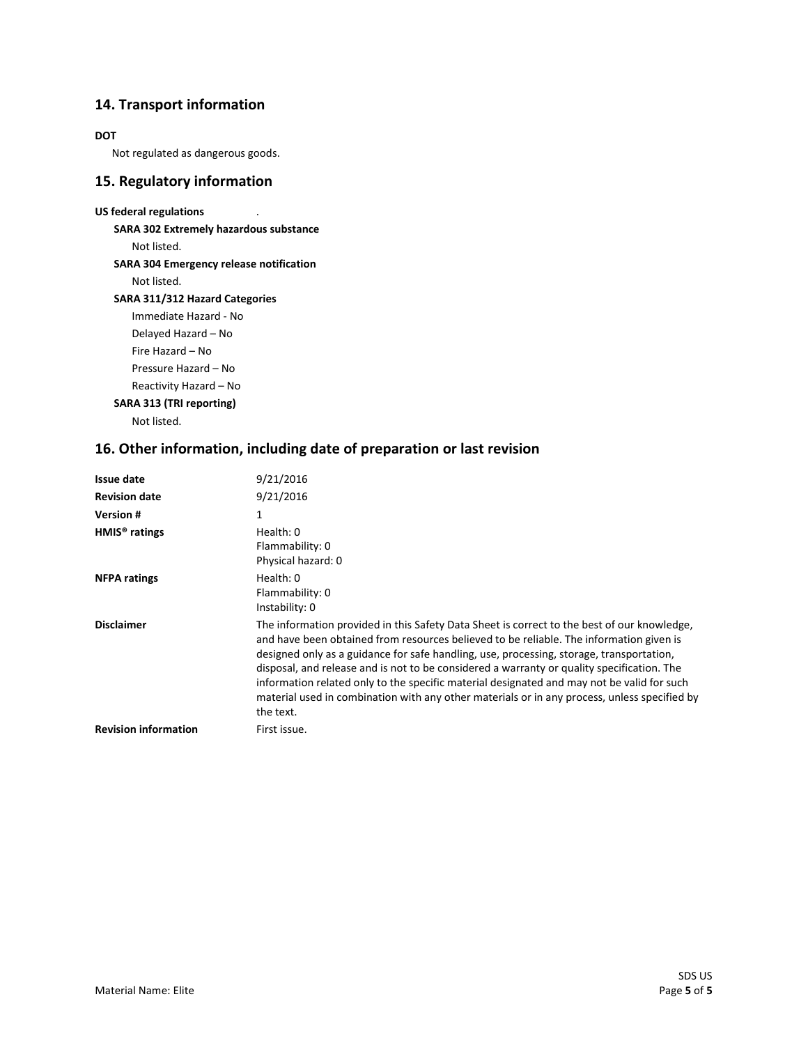## 14. Transport information

**DOT**

Not regulated as dangerous goods.

## 15. Regulatory information

**US federal regulations** .

**SARA 302 Extremely hazardous substance**

Not listed.

**SARA 304 Emergency release notification**

Not listed.

**SARA 311/312 Hazard Categories**

Immediate Hazard - No

Delayed Hazard – No

Fire Hazard – No

Pressure Hazard – No

Reactivity Hazard – No

**SARA 313 (TRI reporting)**

Not listed.

## 16. Other information, including date of preparation or last revision

| | |
|---|---|
| **Issue date** | 9/21/2016 |
| **Revision date** | 9/21/2016 |
| **Version #** | 1 |
| **HMIS® ratings** | Health: 0<br>Flammability: 0<br>Physical hazard: 0 |
| **NFPA ratings** | Health: 0<br>Flammability: 0<br>Instability: 0 |
| **Disclaimer** | The information provided in this Safety Data Sheet is correct to the best of our knowledge, and have been obtained from resources believed to be reliable. The information given is designed only as a guidance for safe handling, use, processing, storage, transportation, disposal, and release and is not to be considered a warranty or quality specification. The information related only to the specific material designated and may not be valid for such material used in combination with any other materials or in any process, unless specified by the text. |
| **Revision information** | First issue. |

Material Name: Elite